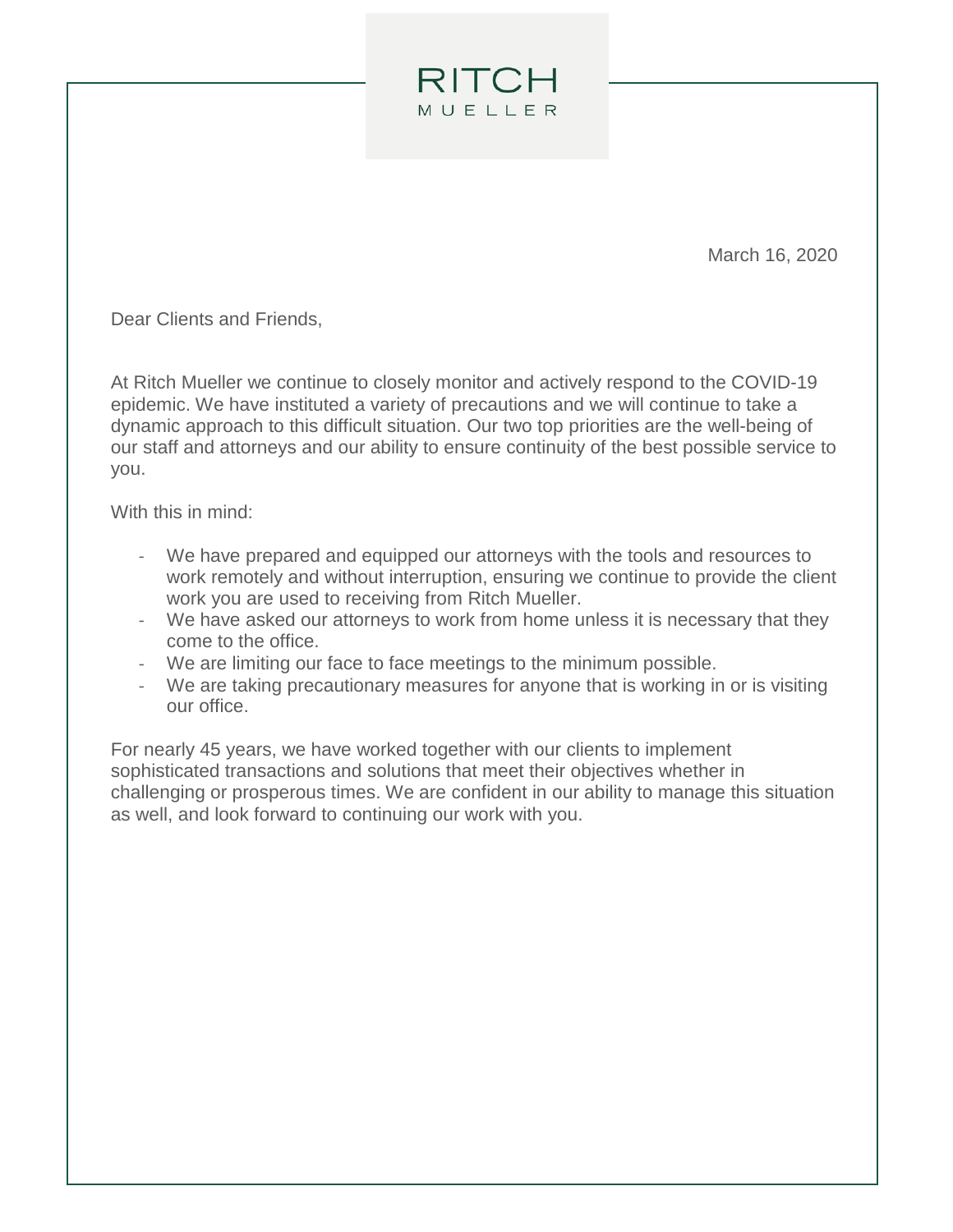RITCH
MUELLER

March 16, 2020

Dear Clients and Friends,

At Ritch Mueller we continue to closely monitor and actively respond to the COVID-19 epidemic. We have instituted a variety of precautions and we will continue to take a dynamic approach to this difficult situation. Our two top priorities are the well-being of our staff and attorneys and our ability to ensure continuity of the best possible service to you.

With this in mind:

- We have prepared and equipped our attorneys with the tools and resources to work remotely and without interruption, ensuring we continue to provide the client work you are used to receiving from Ritch Mueller.
- We have asked our attorneys to work from home unless it is necessary that they come to the office.
- We are limiting our face to face meetings to the minimum possible.
- We are taking precautionary measures for anyone that is working in or is visiting our office.

For nearly 45 years, we have worked together with our clients to implement sophisticated transactions and solutions that meet their objectives whether in challenging or prosperous times. We are confident in our ability to manage this situation as well, and look forward to continuing our work with you.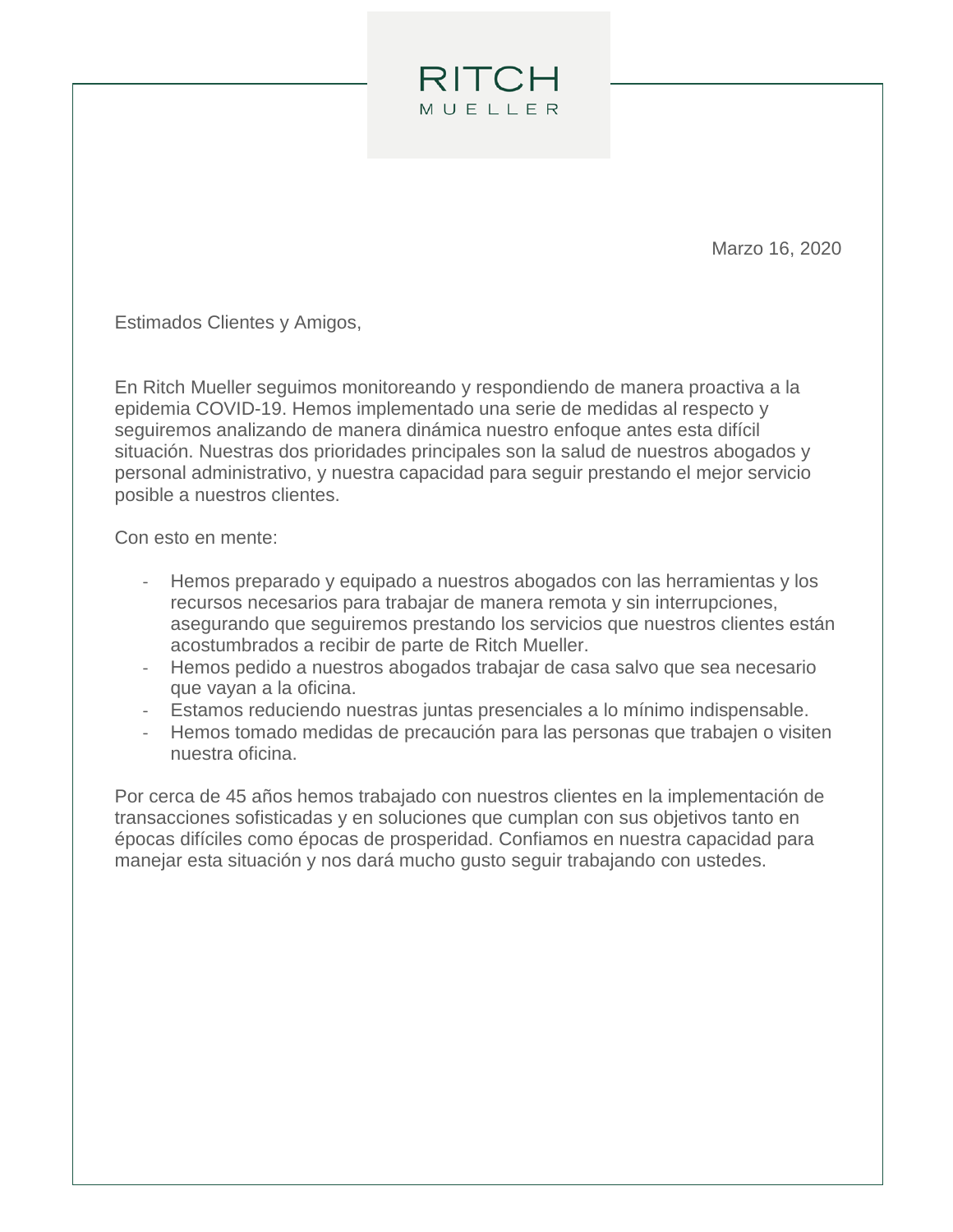RITCH
MUELLER

Marzo 16, 2020

Estimados Clientes y Amigos,

En Ritch Mueller seguimos monitoreando y respondiendo de manera proactiva a la epidemia COVID-19. Hemos implementado una serie de medidas al respecto y seguiremos analizando de manera dinámica nuestro enfoque antes esta difícil situación. Nuestras dos prioridades principales son la salud de nuestros abogados y personal administrativo, y nuestra capacidad para seguir prestando el mejor servicio posible a nuestros clientes.

Con esto en mente:

- Hemos preparado y equipado a nuestros abogados con las herramientas y los recursos necesarios para trabajar de manera remota y sin interrupciones, asegurando que seguiremos prestando los servicios que nuestros clientes están acostumbrados a recibir de parte de Ritch Mueller.
- Hemos pedido a nuestros abogados trabajar de casa salvo que sea necesario que vayan a la oficina.
- Estamos reduciendo nuestras juntas presenciales a lo mínimo indispensable.
- Hemos tomado medidas de precaución para las personas que trabajen o visiten nuestra oficina.

Por cerca de 45 años hemos trabajado con nuestros clientes en la implementación de transacciones sofisticadas y en soluciones que cumplan con sus objetivos tanto en épocas difíciles como épocas de prosperidad. Confiamos en nuestra capacidad para manejar esta situación y nos dará mucho gusto seguir trabajando con ustedes.